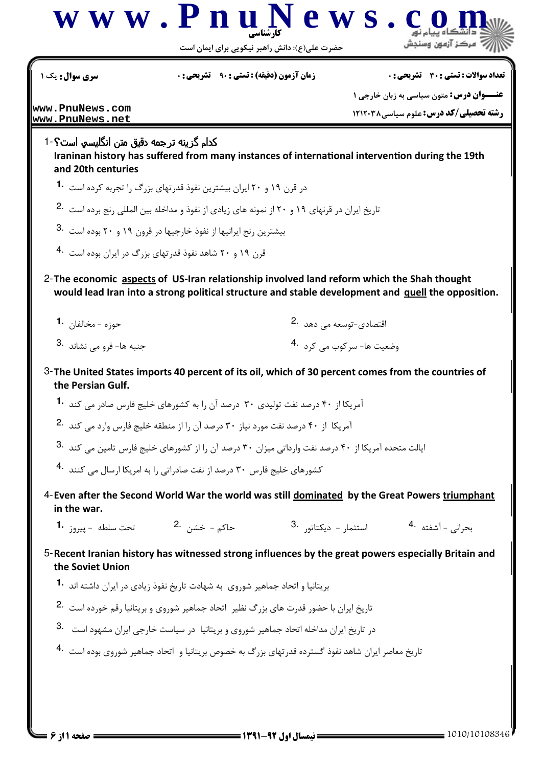کارشناسی

حضرت علی(ع): دانش راهبر نیکویی برای ایمان است

| سری سوال: یک ۱ | زمان آزمون (دقیقه) : تستی : ۹۰ تشریحی : ۰ | تعداد سوالات : تستی : ۳۰ تشریحی : ۰ |
|---|---|---|

**عنـــوان درس:** متون سیاسی به زبان خارجی ۱

**رشته تحصیلی/کد درس:** علوم سیاسی ۱۲۱۲۰۳۸

www.PnuNews.com
www.PnuNews.net

1- کدام گزینه ترجمه دقیق متن انگلیسی است؟

**Iraninan history has suffered from many instances of international intervention during the 19th and 20th centuries**

1. در قرن ۱۹ و ۲۰ ایران بیشترین نفوذ قدرتهای بزرگ را تجربه کرده است
2. تاریخ ایران در قرنهای ۱۹ و ۲۰ از نمونه های زیادی از نفوذ و مداخله بین المللی رنج برده است
3. بیشترین رنج ایرانیها از نفوذ خارجیها در قرون ۱۹ و ۲۰ بوده است
4. قرن ۱۹ و ۲۰ شاهد نفوذ قدرتهای بزرگ در ایران بوده است

2- **The economic aspects of US-Iran relationship involved land reform which the Shah thought would lead Iran into a strong political structure and stable development and quell the opposition.**

1. حوزه - مخالفان
2. اقتصادی-توسعه می دهد
3. جنبه ها- فرو می نشاند
4. وضعیت ها- سرکوب می کرد

3- **The United States imports 40 percent of its oil, which of 30 percent comes from the countries of the Persian Gulf.**

1. آمریکا از ۴۰ درصد نفت تولیدی ۳۰ درصد آن را به کشورهای خلیج فارس صادر می کند
2. آمریکا از ۴۰ درصد نفت مورد نیاز ۳۰ درصد آن را از منطقه خلیج فارس وارد می کند
3. ایالت متحده آمریکا از ۴۰ درصد نفت وارداتی میزان ۳۰ درصد آن را از کشورهای خلیج فارس تامین می کند
4. کشورهای خلیج فارس ۳۰ درصد از نفت صادراتی را به امریکا ارسال می کنند

4- **Even after the Second World War the world was still dominated by the Great Powers triumphant in the war.**

1. تحت سلطه - پیروز
2. حاکم - خشن
3. استثمار - دیکتاتور
4. بحرانی - آشفته

5- **Recent Iranian history has witnessed strong influences by the great powers especially Britain and the Soviet Union**

1. بریتانیا و اتحاد جماهیر شوروی به شهادت تاریخ نفوذ زیادی در ایران داشته اند
2. تاریخ ایران با حضور قدرت های بزرگ نظیر اتحاد جماهیر شوروی و بریتانیا رقم خورده است
3. در تاریخ ایران مداخله اتحاد جماهیر شوروی و بریتانیا در سیاست خارجی ایران مشهود است
4. تاریخ معاصر ایران شاهد نفوذ گسترده قدرتهای بزرگ به خصوص بریتانیا و اتحاد جماهیر شوروی بوده است

نیمسال اول ۹۲-۱۳۹۱

1010/10108346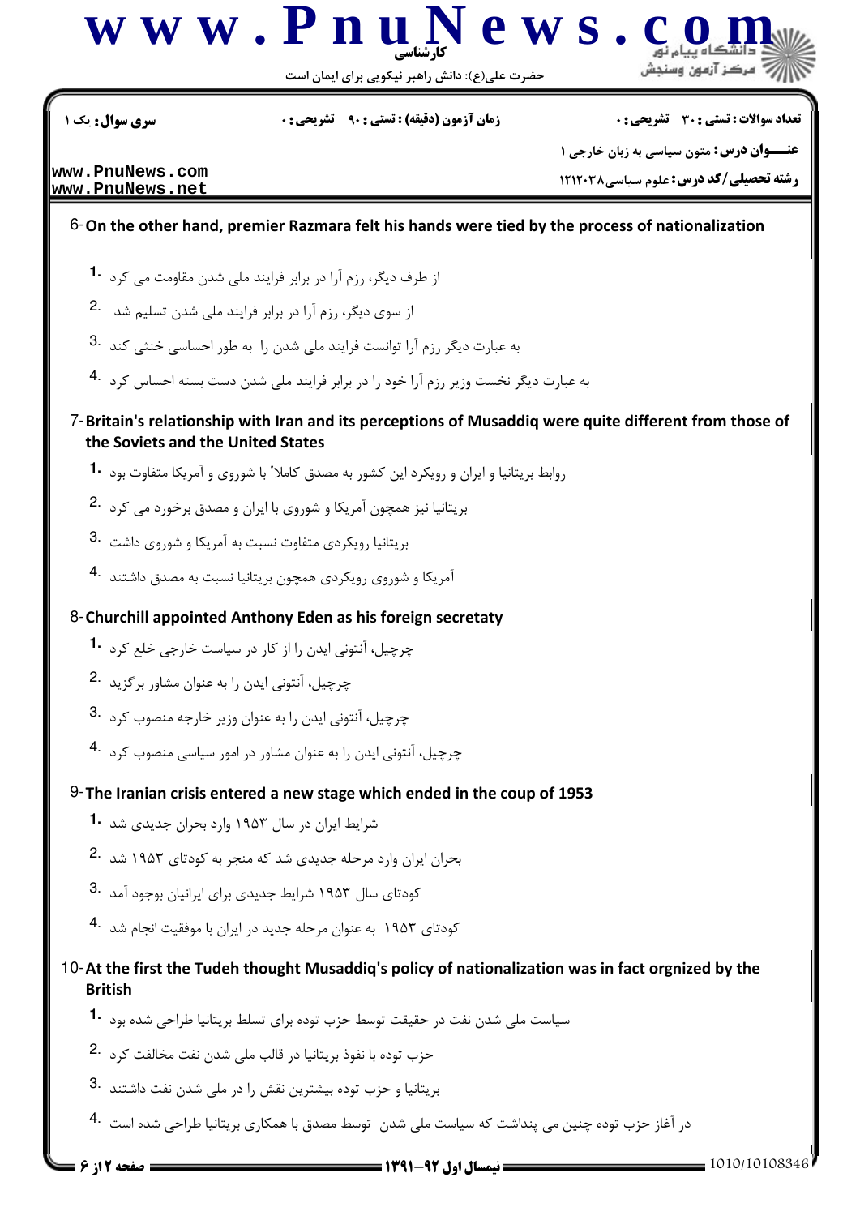6-**On the other hand, premier Razmara felt his hands were tied by the process of nationalization**

1. از طرف دیگر، رزم آرا در برابر فرایند ملی شدن مقاومت می کرد
2. از سوی دیگر، رزم آرا در برابر فرایند ملی شدن تسلیم شد
3. به عبارت دیگر رزم آرا توانست فرایند ملی شدن را به طور احساسی خنثی کند
4. به عبارت دیگر نخست وزیر رزم آرا خود را در برابر فرایند ملی شدن دست بسته احساس کرد

7-**Britain's relationship with Iran and its perceptions of Musaddiq were quite different from those of the Soviets and the United States**

1. روابط بریتانیا و ایران و رویکرد این کشور به مصدق کاملاً با شوروی و آمریکا متفاوت بود
2. بریتانیا نیز همچون آمریکا و شوروی با ایران و مصدق برخورد می کرد
3. بریتانیا رویکردی متفاوت نسبت به آمریکا و شوروی داشت
4. آمریکا و شوروی رویکردی همچون بریتانیا نسبت به مصدق داشتند

8-**Churchill appointed Anthony Eden as his foreign secretaty**

1. چرچیل، آنتونی ایدن را از کار در سیاست خارجی خلع کرد
2. چرچیل، آنتونی ایدن را به عنوان مشاور برگزید
3. چرچیل، آنتونی ایدن را به عنوان وزیر خارجه منصوب کرد
4. چرچیل، آنتونی ایدن را به عنوان مشاور در امور سیاسی منصوب کرد

9-**The Iranian crisis entered a new stage which ended in the coup of 1953**

1. شرایط ایران در سال ۱۹۵۳ وارد بحران جدیدی شد
2. بحران ایران وارد مرحله جدیدی شد که منجر به کودتای ۱۹۵۳ شد
3. کودتای سال ۱۹۵۳ شرایط جدیدی برای ایرانیان بوجود آمد
4. کودتای ۱۹۵۳ به عنوان مرحله جدید در ایران با موفقیت انجام شد

10-**At the first the Tudeh thought Musaddiq's policy of nationalization was in fact orgnized by the British**

1. سیاست ملی شدن نفت در حقیقت توسط حزب توده برای تسلط بریتانیا طراحی شده بود
2. حزب توده با نفوذ بریتانیا در قالب ملی شدن نفت مخالفت کرد
3. بریتانیا و حزب توده بیشترین نقش را در ملی شدن نفت داشتند
4. در آغاز حزب توده چنین می پنداشت که سیاست ملی شدن توسط مصدق با همکاری بریتانیا طراحی شده است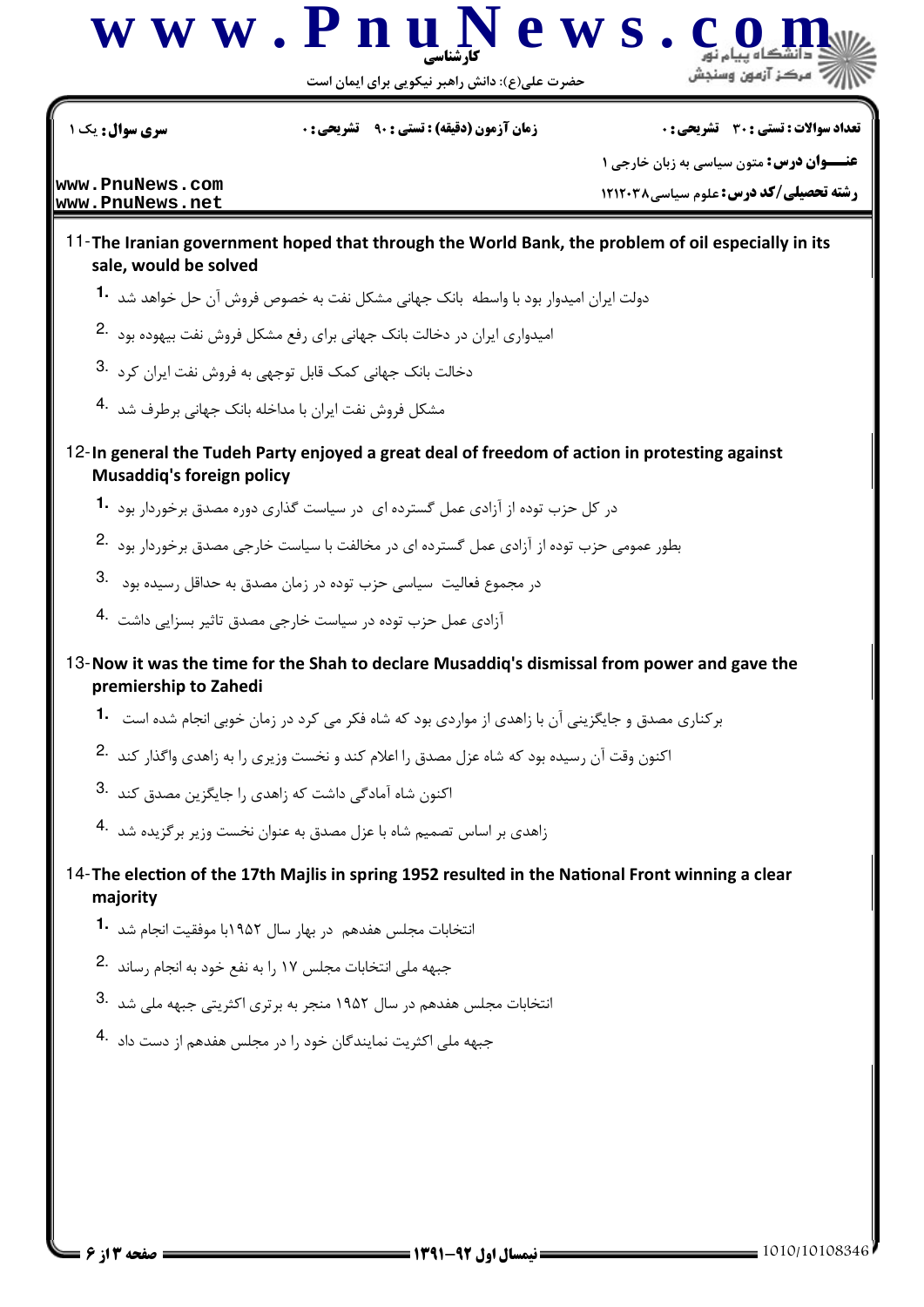11-**The Iranian government hoped that through the World Bank, the problem of oil especially in its sale, would be solved**

1. دولت ایران امیدوار بود با واسطه  بانک جهانی مشکل نفت به خصوص فروش آن حل خواهد شد
2. امیدواری ایران در دخالت بانک جهانی برای رفع مشکل فروش نفت بیهوده بود
3. دخالت بانک جهانی کمک قابل توجهی به فروش نفت ایران کرد
4. مشکل فروش نفت ایران با مداخله بانک جهانی برطرف شد

12-**In general the Tudeh Party enjoyed a great deal of freedom of action in protesting against Musaddiq's foreign policy**

1. در کل حزب توده از آزادی عمل گسترده ای  در سیاست گذاری دوره مصدق برخوردار بود
2. بطور عمومی حزب توده از آزادی عمل گسترده ای در مخالفت با سیاست خارجی مصدق برخوردار بود
3. در مجموع فعالیت  سیاسی حزب توده در زمان مصدق به حداقل رسیده بود
4. آزادی عمل حزب توده در سیاست خارجی مصدق تاثیر بسزایی داشت

13-**Now it was the time for the Shah to declare Musaddiq's dismissal from power and gave the premiership to Zahedi**

1. برکناری مصدق و جایگزینی آن با زاهدی از مواردی بود که شاه فکر می کرد در زمان خوبی انجام شده است
2. اکنون وقت آن رسیده بود که شاه عزل مصدق را اعلام کند و نخست وزیری را به زاهدی واگذار کند
3. اکنون شاه آمادگی داشت که زاهدی را جایگزین مصدق کند
4. زاهدی بر اساس تصمیم شاه با عزل مصدق به عنوان نخست وزیر برگزیده شد

14-**The election of the 17th Majlis in spring 1952 resulted in the National Front winning a clear majority**

1. انتخابات مجلس هفدهم  در بهار سال ۱۹۵۲با موفقیت انجام شد
2. جبهه ملی انتخابات مجلس ۱۷ را به نفع خود به انجام رساند
3. انتخابات مجلس هفدهم در سال ۱۹۵۲ منجر به برتری اکثریتی جبهه ملی شد
4. جبهه ملی اکثریت نمایندگان خود را در مجلس هفدهم از دست داد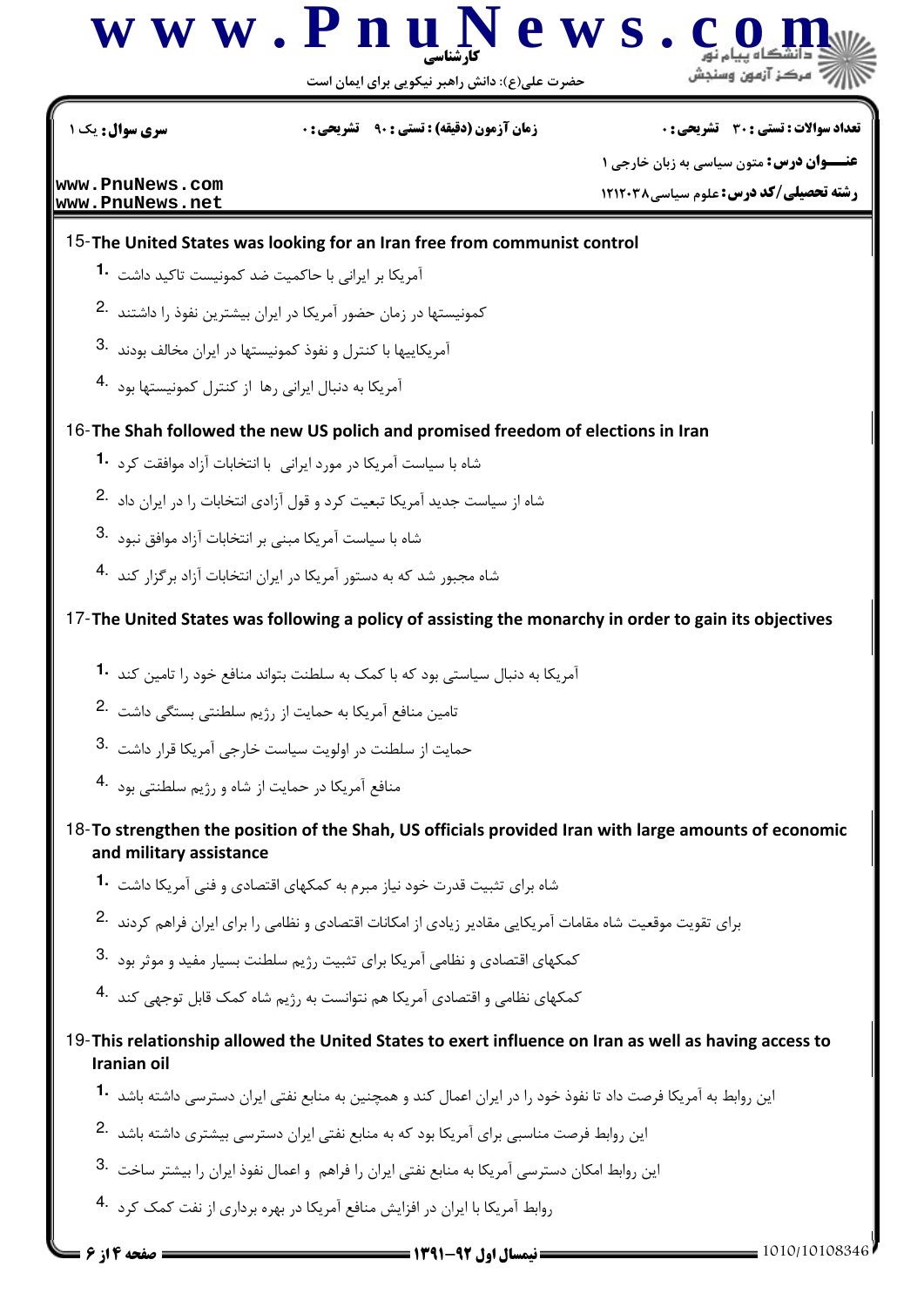15-**The United States was looking for an Iran free from communist control**

1. آمریکا بر ایرانی با حاکمیت ضد کمونیست تاکید داشت
2. کمونیستها در زمان حضور آمریکا در ایران بیشترین نفوذ را داشتند
3. آمریکاییها با کنترل و نفوذ کمونیستها در ایران مخالف بودند
4. آمریکا به دنبال ایرانی رها از کنترل کمونیستها بود

16-**The Shah followed the new US polich and promised freedom of elections in Iran**

1. شاه با سیاست آمریکا در مورد ایرانی با انتخابات آزاد موافقت کرد
2. شاه از سیاست جدید آمریکا تبعیت کرد و قول آزادی انتخابات را در ایران داد
3. شاه با سیاست آمریکا مبنی بر انتخابات آزاد موافق نبود
4. شاه مجبور شد که به دستور آمریکا در ایران انتخابات آزاد برگزار کند

17-**The United States was following a policy of assisting the monarchy in order to gain its objectives**

1. آمریکا به دنبال سیاستی بود که با کمک به سلطنت بتواند منافع خود را تامین کند
2. تامین منافع آمریکا به حمایت از رژیم سلطنتی بستگی داشت
3. حمایت از سلطنت در اولویت سیاست خارجی آمریکا قرار داشت
4. منافع آمریکا در حمایت از شاه و رژیم سلطنتی بود

18-**To strengthen the position of the Shah, US officials provided Iran with large amounts of economic and military assistance**

1. شاه برای تثبیت قدرت خود نیاز مبرم به کمکهای اقتصادی و فنی آمریکا داشت
2. برای تقویت موقعیت شاه مقامات آمریکایی مقادیر زیادی از امکانات اقتصادی و نظامی را برای ایران فراهم کردند
3. کمکهای اقتصادی و نظامی آمریکا برای تثبیت رژیم سلطنت بسیار مفید و موثر بود
4. کمکهای نظامی و اقتصادی آمریکا هم نتوانست به رژیم شاه کمک قابل توجهی کند

19-**This relationship allowed the United States to exert influence on Iran as well as having access to Iranian oil**

1. این روابط به آمریکا فرصت داد تا نفوذ خود را در ایران اعمال کند و همچنین به منابع نفتی ایران دسترسی داشته باشد
2. این روابط فرصت مناسبی برای آمریکا بود که به منابع نفتی ایران دسترسی بیشتری داشته باشد
3. این روابط امکان دسترسی آمریکا به منابع نفتی ایران را فراهم و اعمال نفوذ ایران را بیشتر ساخت
4. روابط آمریکا با ایران در افزایش منافع آمریکا در بهره برداری از نفت کمک کرد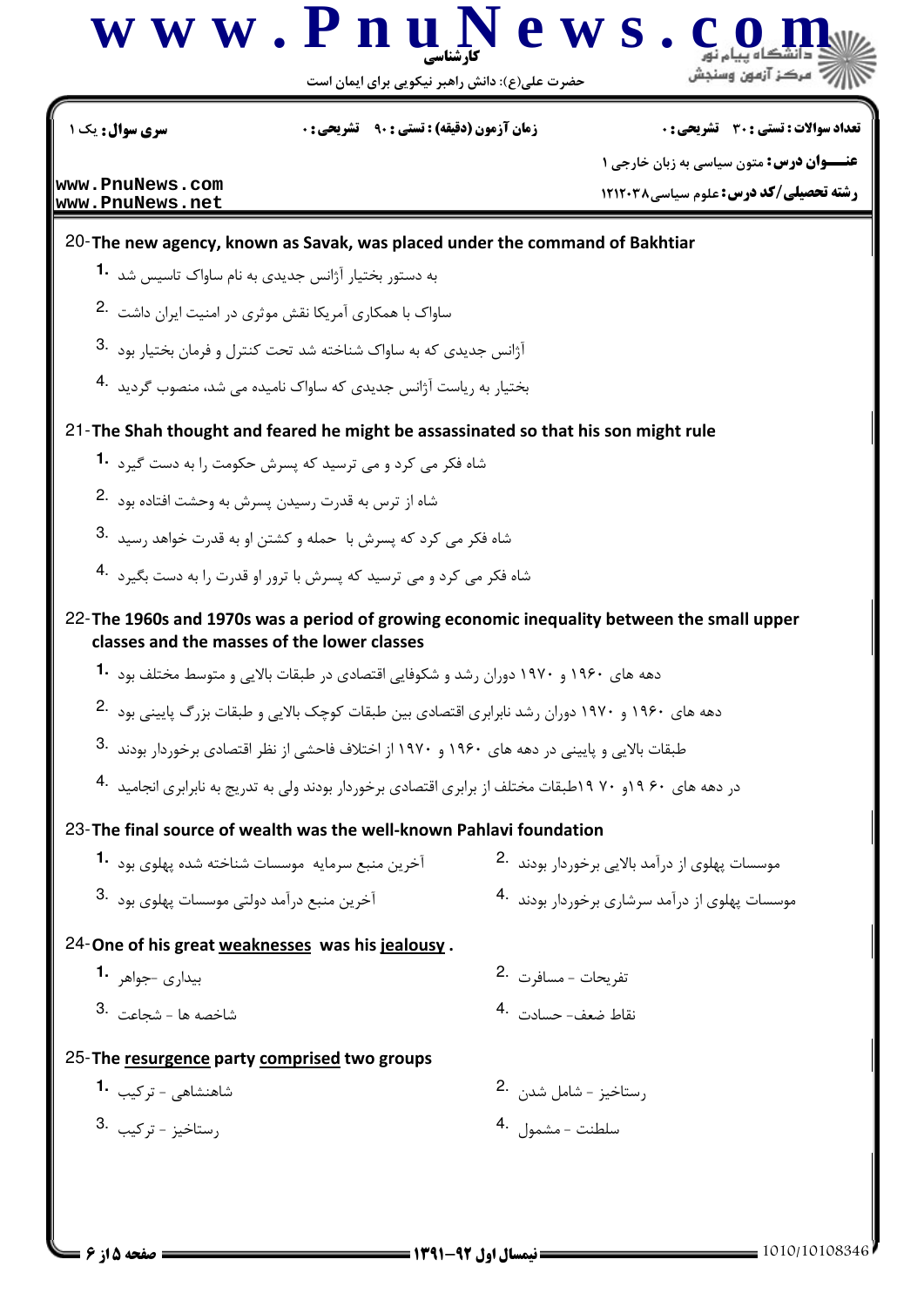20- **The new agency, known as Savak, was placed under the command of Bakhtiar**

1. به دستور بختیار آژانس جدیدی به نام ساواک تاسیس شد
2. ساواک با همکاری آمریکا نقش موثری در امنیت ایران داشت
3. آژانس جدیدی که به ساواک شناخته شد تحت کنترل و فرمان بختیار بود
4. بختیار به ریاست آژانس جدیدی که ساواک نامیده می شد، منصوب گردید

21- **The Shah thought and feared he might be assassinated so that his son might rule**

1. شاه فکر می کرد و می ترسید که پسرش حکومت را به دست گیرد
2. شاه از ترس به قدرت رسیدن پسرش به وحشت افتاده بود
3. شاه فکر می کرد که پسرش با حمله و کشتن او به قدرت خواهد رسید
4. شاه فکر می کرد و می ترسید که پسرش با ترور او قدرت را به دست بگیرد

22- **The 1960s and 1970s was a period of growing economic inequality between the small upper classes and the masses of the lower classes**

1. دهه های ۱۹۶۰ و ۱۹۷۰ دوران رشد و شکوفایی اقتصادی در طبقات بالایی و متوسط مختلف بود
2. دهه های ۱۹۶۰ و ۱۹۷۰ دوران رشد نابرابری اقتصادی بین طبقات کوچک بالایی و طبقات بزرگ پایینی بود
3. طبقات بالایی و پایینی در دهه های ۱۹۶۰ و ۱۹۷۰ از اختلاف فاحشی از نظر اقتصادی برخوردار بودند
4. در دهه های ۶۰ ۱۹و ۷۰ ۱۹طبقات مختلف از برابری اقتصادی برخوردار بودند ولی به تدریج به نابرابری انجامید

23- **The final source of wealth was the well-known Pahlavi foundation**

1. آخرین منبع سرمایه موسسات شناخته شده پهلوی بود
2. موسسات پهلوی از درآمد بالایی برخوردار بودند
3. آخرین منبع درآمد دولتی موسسات پهلوی بود
4. موسسات پهلوی از درآمد سرشاری برخوردار بودند

24- **One of his great weaknesses was his jealousy .**

1. بیداری -جواهر
2. تفریحات - مسافرت
3. شاخصه ها - شجاعت
4. نقاط ضعف- حسادت

25- **The resurgence party comprised two groups**

1. شاهنشاهی - ترکیب
2. رستاخیز - شامل شدن
3. رستاخیز - ترکیب
4. سلطنت - مشمول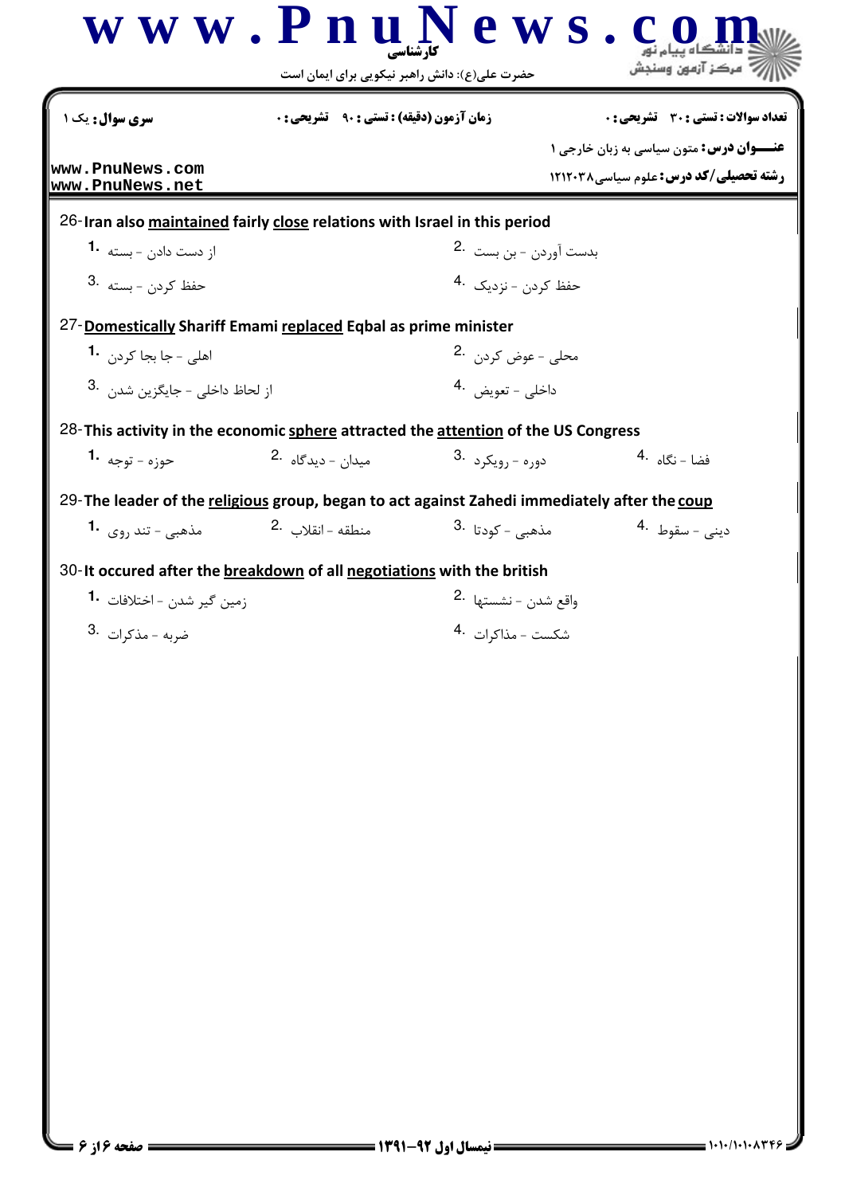26-Iran also maintained fairly close relations with Israel in this period

1. از دست دادن - بسته
2. بدست آوردن - بن بست
3. حفظ کردن - بسته
4. حفظ کردن - نزدیک

27-Domestically Shariff Emami replaced Eqbal as prime minister

1. اهلی - جا بجا کردن
2. محلی - عوض کردن
3. از لحاظ داخلی - جایگزین شدن
4. داخلی - تعویض

28-This activity in the economic sphere attracted the attention of the US Congress

1. حوزه - توجه
2. میدان - دیدگاه
3. دوره - رویکرد
4. فضا - نگاه

29-The leader of the religious group, began to act against Zahedi immediately after the coup

1. مذهبی - تند روی
2. منطقه - انقلاب
3. مذهبی - کودتا
4. دینی - سقوط

30-It occured after the breakdown of all negotiations with the british

1. زمین گیر شدن - اختلافات
2. واقع شدن - نشستها
3. ضربه - مذکرات
4. شکست - مذاکرات